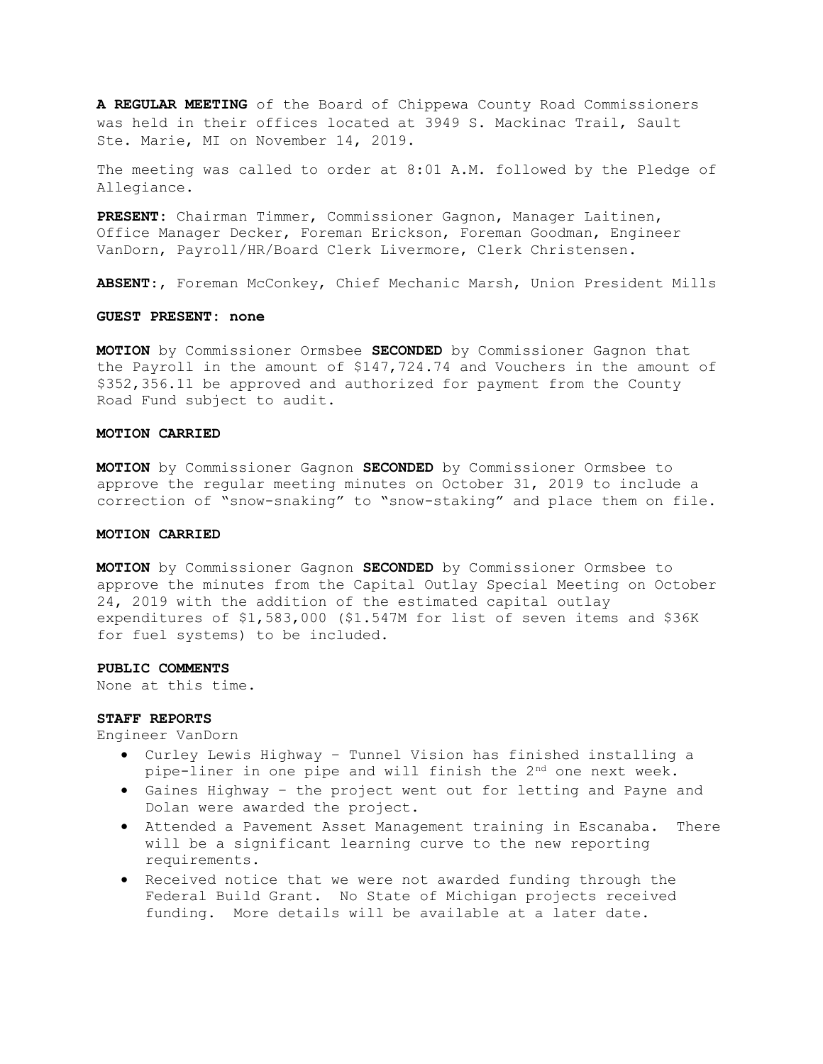**A REGULAR MEETING** of the Board of Chippewa County Road Commissioners was held in their offices located at 3949 S. Mackinac Trail, Sault Ste. Marie, MI on November 14, 2019.

The meeting was called to order at 8:01 A.M. followed by the Pledge of Allegiance.

**PRESENT:** Chairman Timmer, Commissioner Gagnon, Manager Laitinen, Office Manager Decker, Foreman Erickson, Foreman Goodman, Engineer VanDorn, Payroll/HR/Board Clerk Livermore, Clerk Christensen.

**ABSENT:**, Foreman McConkey, Chief Mechanic Marsh, Union President Mills

**GUEST PRESENT: none**

**MOTION** by Commissioner Ormsbee **SECONDED** by Commissioner Gagnon that the Payroll in the amount of $147,724.74 and Vouchers in the amount of $352,356.11 be approved and authorized for payment from the County Road Fund subject to audit.

**MOTION CARRIED**

**MOTION** by Commissioner Gagnon **SECONDED** by Commissioner Ormsbee to approve the regular meeting minutes on October 31, 2019 to include a correction of "snow-snaking" to "snow-staking" and place them on file.

**MOTION CARRIED**

**MOTION** by Commissioner Gagnon **SECONDED** by Commissioner Ormsbee to approve the minutes from the Capital Outlay Special Meeting on October 24, 2019 with the addition of the estimated capital outlay expenditures of $1,583,000 ($1.547M for list of seven items and $36K for fuel systems) to be included.

**PUBLIC COMMENTS**
None at this time.

**STAFF REPORTS**
Engineer VanDorn

- Curley Lewis Highway – Tunnel Vision has finished installing a pipe-liner in one pipe and will finish the 2nd one next week.
- Gaines Highway – the project went out for letting and Payne and Dolan were awarded the project.
- Attended a Pavement Asset Management training in Escanaba. There will be a significant learning curve to the new reporting requirements.
- Received notice that we were not awarded funding through the Federal Build Grant. No State of Michigan projects received funding. More details will be available at a later date.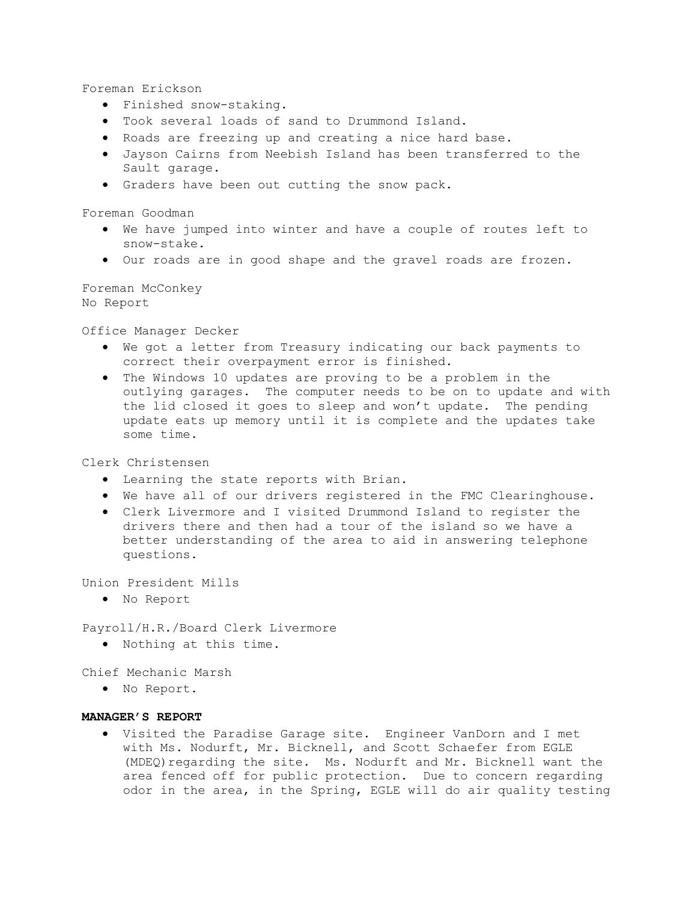Foreman Erickson

- Finished snow-staking.
- Took several loads of sand to Drummond Island.
- Roads are freezing up and creating a nice hard base.
- Jayson Cairns from Neebish Island has been transferred to the Sault garage.
- Graders have been out cutting the snow pack.

Foreman Goodman

- We have jumped into winter and have a couple of routes left to snow-stake.
- Our roads are in good shape and the gravel roads are frozen.

Foreman McConkey
No Report

Office Manager Decker

- We got a letter from Treasury indicating our back payments to correct their overpayment error is finished.
- The Windows 10 updates are proving to be a problem in the outlying garages. The computer needs to be on to update and with the lid closed it goes to sleep and won't update. The pending update eats up memory until it is complete and the updates take some time.

Clerk Christensen

- Learning the state reports with Brian.
- We have all of our drivers registered in the FMC Clearinghouse.
- Clerk Livermore and I visited Drummond Island to register the drivers there and then had a tour of the island so we have a better understanding of the area to aid in answering telephone questions.

Union President Mills

- No Report

Payroll/H.R./Board Clerk Livermore

- Nothing at this time.

Chief Mechanic Marsh

- No Report.

**MANAGER'S REPORT**

- Visited the Paradise Garage site. Engineer VanDorn and I met with Ms. Nodurft, Mr. Bicknell, and Scott Schaefer from EGLE (MDEQ)regarding the site. Ms. Nodurft and Mr. Bicknell want the area fenced off for public protection. Due to concern regarding odor in the area, in the Spring, EGLE will do air quality testing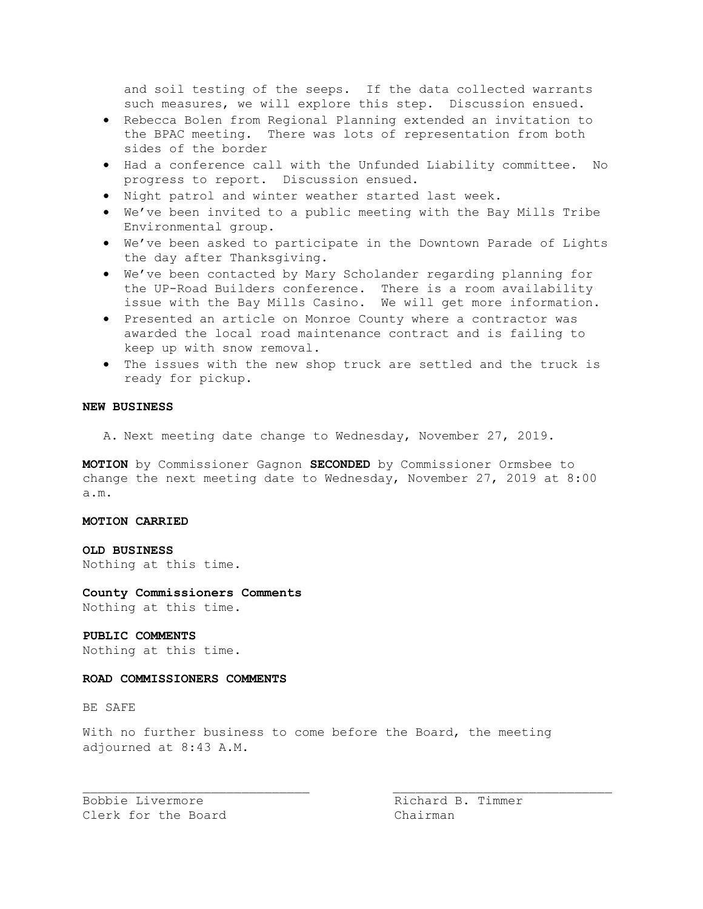and soil testing of the seeps. If the data collected warrants such measures, we will explore this step. Discussion ensued.

- Rebecca Bolen from Regional Planning extended an invitation to the BPAC meeting. There was lots of representation from both sides of the border
- Had a conference call with the Unfunded Liability committee. No progress to report. Discussion ensued.
- Night patrol and winter weather started last week.
- We've been invited to a public meeting with the Bay Mills Tribe Environmental group.
- We've been asked to participate in the Downtown Parade of Lights the day after Thanksgiving.
- We've been contacted by Mary Scholander regarding planning for the UP-Road Builders conference. There is a room availability issue with the Bay Mills Casino. We will get more information.
- Presented an article on Monroe County where a contractor was awarded the local road maintenance contract and is failing to keep up with snow removal.
- The issues with the new shop truck are settled and the truck is ready for pickup.

**NEW BUSINESS**

A. Next meeting date change to Wednesday, November 27, 2019.

**MOTION** by Commissioner Gagnon **SECONDED** by Commissioner Ormsbee to change the next meeting date to Wednesday, November 27, 2019 at 8:00 a.m.

**MOTION CARRIED**

**OLD BUSINESS**
Nothing at this time.

**County Commissioners Comments**
Nothing at this time.

**PUBLIC COMMENTS**
Nothing at this time.

**ROAD COMMISSIONERS COMMENTS**

BE SAFE

With no further business to come before the Board, the meeting adjourned at 8:43 A.M.

\_\_\_\_\_\_\_\_\_\_\_\_\_\_\_\_\_\_\_\_\_\_\_\_\_\_\_\_\_\_
Bobbie Livermore
Clerk for the Board

\_\_\_\_\_\_\_\_\_\_\_\_\_\_\_\_\_\_\_\_\_\_\_\_\_\_\_\_\_\_
Richard B. Timmer
Chairman